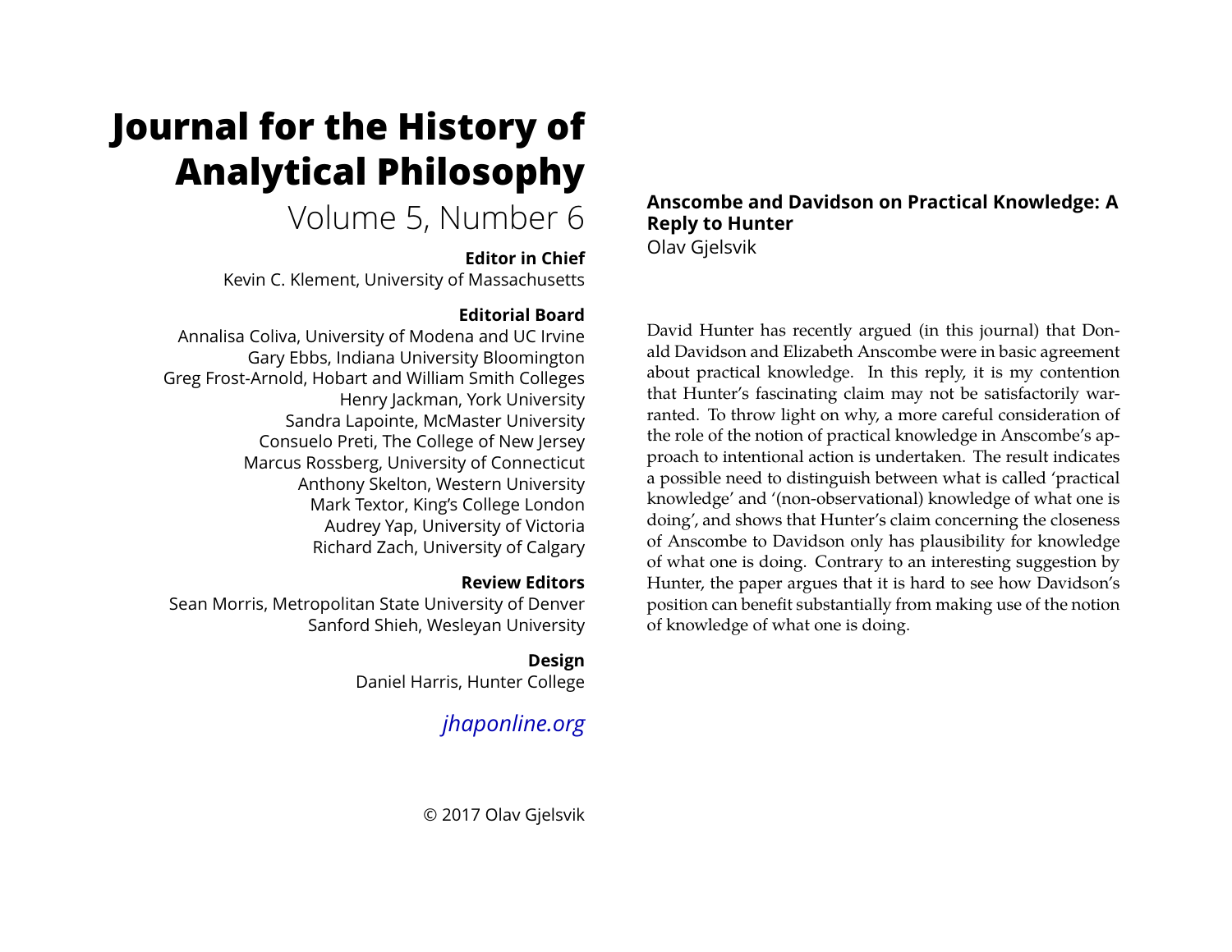# Journal for the History of Analytical Philosophy

Volume 5, Number 6

**Editor in Chief**

Kevin C. Klement, University of Massachusetts

**Editorial Board**

Annalisa Coliva, University of Modena and UC Irvine
Gary Ebbs, Indiana University Bloomington
Greg Frost-Arnold, Hobart and William Smith Colleges
Henry Jackman, York University
Sandra Lapointe, McMaster University
Consuelo Preti, The College of New Jersey
Marcus Rossberg, University of Connecticut
Anthony Skelton, Western University
Mark Textor, King's College London
Audrey Yap, University of Victoria
Richard Zach, University of Calgary

**Review Editors**

Sean Morris, Metropolitan State University of Denver
Sanford Shieh, Wesleyan University

**Design**

Daniel Harris, Hunter College

*jhaponline.org*

© 2017 Olav Gjelsvik

## Anscombe and Davidson on Practical Knowledge: A Reply to Hunter

Olav Gjelsvik

David Hunter has recently argued (in this journal) that Donald Davidson and Elizabeth Anscombe were in basic agreement about practical knowledge. In this reply, it is my contention that Hunter's fascinating claim may not be satisfactorily warranted. To throw light on why, a more careful consideration of the role of the notion of practical knowledge in Anscombe's approach to intentional action is undertaken. The result indicates a possible need to distinguish between what is called 'practical knowledge' and '(non-observational) knowledge of what one is doing', and shows that Hunter's claim concerning the closeness of Anscombe to Davidson only has plausibility for knowledge of what one is doing. Contrary to an interesting suggestion by Hunter, the paper argues that it is hard to see how Davidson's position can benefit substantially from making use of the notion of knowledge of what one is doing.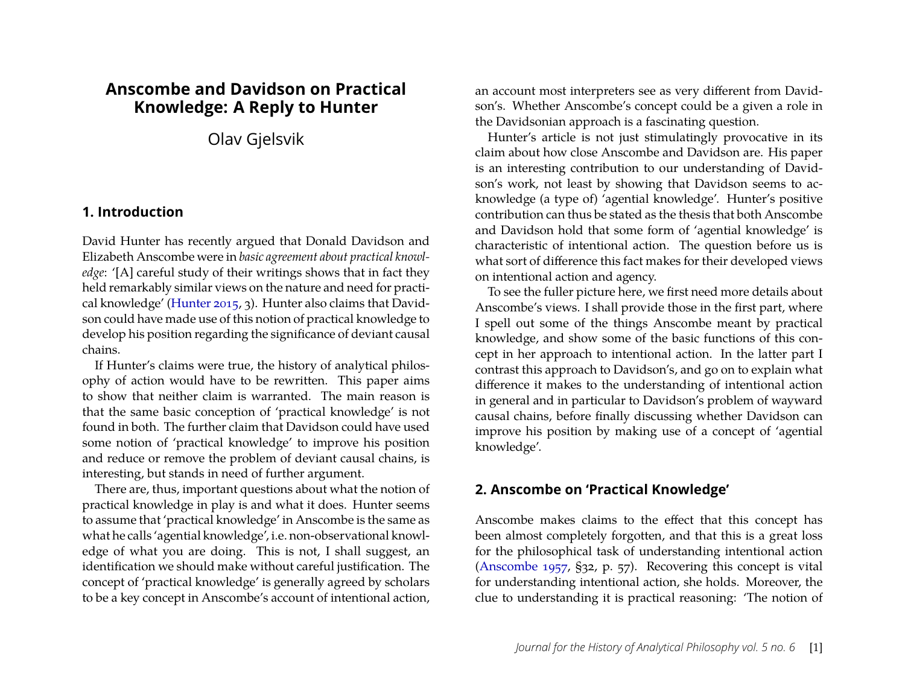# Anscombe and Davidson on Practical Knowledge: A Reply to Hunter

Olav Gjelsvik

## 1. Introduction

David Hunter has recently argued that Donald Davidson and Elizabeth Anscombe were in *basic agreement about practical knowledge*: '[A] careful study of their writings shows that in fact they held remarkably similar views on the nature and need for practical knowledge' (Hunter 2015, 3). Hunter also claims that Davidson could have made use of this notion of practical knowledge to develop his position regarding the significance of deviant causal chains.

If Hunter's claims were true, the history of analytical philosophy of action would have to be rewritten. This paper aims to show that neither claim is warranted. The main reason is that the same basic conception of 'practical knowledge' is not found in both. The further claim that Davidson could have used some notion of 'practical knowledge' to improve his position and reduce or remove the problem of deviant causal chains, is interesting, but stands in need of further argument.

There are, thus, important questions about what the notion of practical knowledge in play is and what it does. Hunter seems to assume that 'practical knowledge' in Anscombe is the same as what he calls 'agential knowledge', i.e. non-observational knowledge of what you are doing. This is not, I shall suggest, an identification we should make without careful justification. The concept of 'practical knowledge' is generally agreed by scholars to be a key concept in Anscombe's account of intentional action, an account most interpreters see as very different from Davidson's. Whether Anscombe's concept could be a given a role in the Davidsonian approach is a fascinating question.

Hunter's article is not just stimulatingly provocative in its claim about how close Anscombe and Davidson are. His paper is an interesting contribution to our understanding of Davidson's work, not least by showing that Davidson seems to acknowledge (a type of) 'agential knowledge'. Hunter's positive contribution can thus be stated as the thesis that both Anscombe and Davidson hold that some form of 'agential knowledge' is characteristic of intentional action. The question before us is what sort of difference this fact makes for their developed views on intentional action and agency.

To see the fuller picture here, we first need more details about Anscombe's views. I shall provide those in the first part, where I spell out some of the things Anscombe meant by practical knowledge, and show some of the basic functions of this concept in her approach to intentional action. In the latter part I contrast this approach to Davidson's, and go on to explain what difference it makes to the understanding of intentional action in general and in particular to Davidson's problem of wayward causal chains, before finally discussing whether Davidson can improve his position by making use of a concept of 'agential knowledge'.

## 2. Anscombe on 'Practical Knowledge'

Anscombe makes claims to the effect that this concept has been almost completely forgotten, and that this is a great loss for the philosophical task of understanding intentional action (Anscombe 1957, §32, p. 57). Recovering this concept is vital for understanding intentional action, she holds. Moreover, the clue to understanding it is practical reasoning: 'The notion of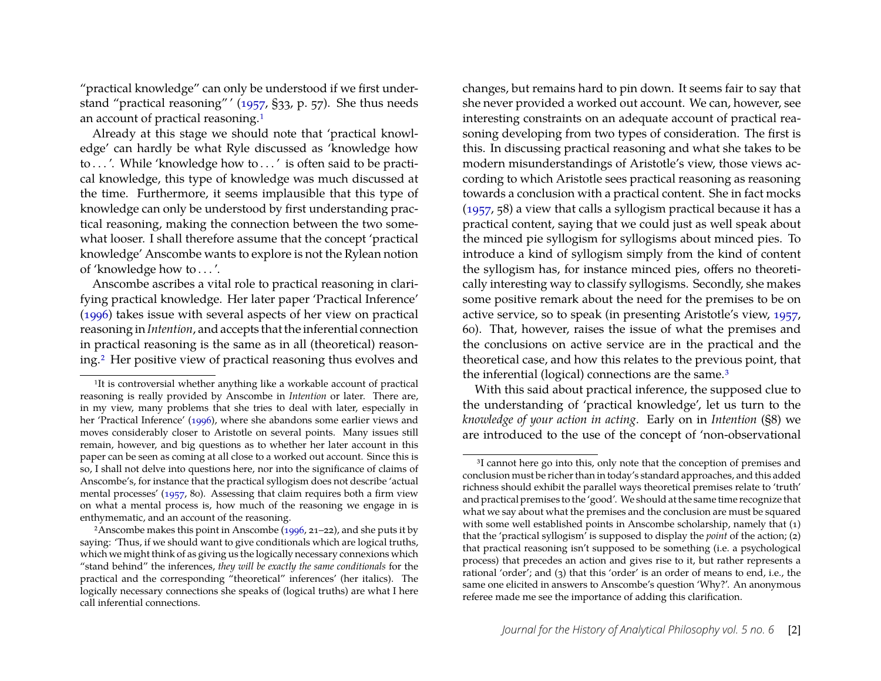"practical knowledge" can only be understood if we first understand "practical reasoning" ' (1957, §33, p. 57). She thus needs an account of practical reasoning.[1]

Already at this stage we should note that 'practical knowledge' can hardly be what Ryle discussed as 'knowledge how to . . . '. While 'knowledge how to . . . ' is often said to be practical knowledge, this type of knowledge was much discussed at the time. Furthermore, it seems implausible that this type of knowledge can only be understood by first understanding practical reasoning, making the connection between the two somewhat looser. I shall therefore assume that the concept 'practical knowledge' Anscombe wants to explore is not the Rylean notion of 'knowledge how to . . . '.

Anscombe ascribes a vital role to practical reasoning in clarifying practical knowledge. Her later paper 'Practical Inference' (1996) takes issue with several aspects of her view on practical reasoning in *Intention*, and accepts that the inferential connection in practical reasoning is the same as in all (theoretical) reasoning.[2] Her positive view of practical reasoning thus evolves and changes, but remains hard to pin down. It seems fair to say that she never provided a worked out account. We can, however, see interesting constraints on an adequate account of practical reasoning developing from two types of consideration. The first is this. In discussing practical reasoning and what she takes to be modern misunderstandings of Aristotle's view, those views according to which Aristotle sees practical reasoning as reasoning towards a conclusion with a practical content. She in fact mocks (1957, 58) a view that calls a syllogism practical because it has a practical content, saying that we could just as well speak about the minced pie syllogism for syllogisms about minced pies. To introduce a kind of syllogism simply from the kind of content the syllogism has, for instance minced pies, offers no theoretically interesting way to classify syllogisms. Secondly, she makes some positive remark about the need for the premises to be on active service, so to speak (in presenting Aristotle's view, 1957, 60). That, however, raises the issue of what the premises and the conclusions on active service are in the practical and the theoretical case, and how this relates to the previous point, that the inferential (logical) connections are the same.[3]

With this said about practical inference, the supposed clue to the understanding of 'practical knowledge', let us turn to the *knowledge of your action in acting*. Early on in *Intention* (§8) we are introduced to the use of the concept of 'non-observational

---

[1] It is controversial whether anything like a workable account of practical reasoning is really provided by Anscombe in *Intention* or later. There are, in my view, many problems that she tries to deal with later, especially in her 'Practical Inference' (1996), where she abandons some earlier views and moves considerably closer to Aristotle on several points. Many issues still remain, however, and big questions as to whether her later account in this paper can be seen as coming at all close to a worked out account. Since this is so, I shall not delve into questions here, nor into the significance of claims of Anscombe's, for instance that the practical syllogism does not describe 'actual mental processes' (1957, 80). Assessing that claim requires both a firm view on what a mental process is, how much of the reasoning we engage in is enthymematic, and an account of the reasoning.

[2] Anscombe makes this point in Anscombe (1996, 21–22), and she puts it by saying: 'Thus, if we should want to give conditionals which are logical truths, which we might think of as giving us the logically necessary connexions which "stand behind" the inferences, *they will be exactly the same conditionals* for the practical and the corresponding "theoretical" inferences' (her italics). The logically necessary connections she speaks of (logical truths) are what I here call inferential connections.

[3] I cannot here go into this, only note that the conception of premises and conclusion must be richer than in today's standard approaches, and this added richness should exhibit the parallel ways theoretical premises relate to 'truth' and practical premises to the 'good'. We should at the same time recognize that what we say about what the premises and the conclusion are must be squared with some well established points in Anscombe scholarship, namely that (1) that the 'practical syllogism' is supposed to display the *point* of the action; (2) that practical reasoning isn't supposed to be something (i.e. a psychological process) that precedes an action and gives rise to it, but rather represents a rational 'order'; and (3) that this 'order' is an order of means to end, i.e., the same one elicited in answers to Anscombe's question 'Why?'. An anonymous referee made me see the importance of adding this clarification.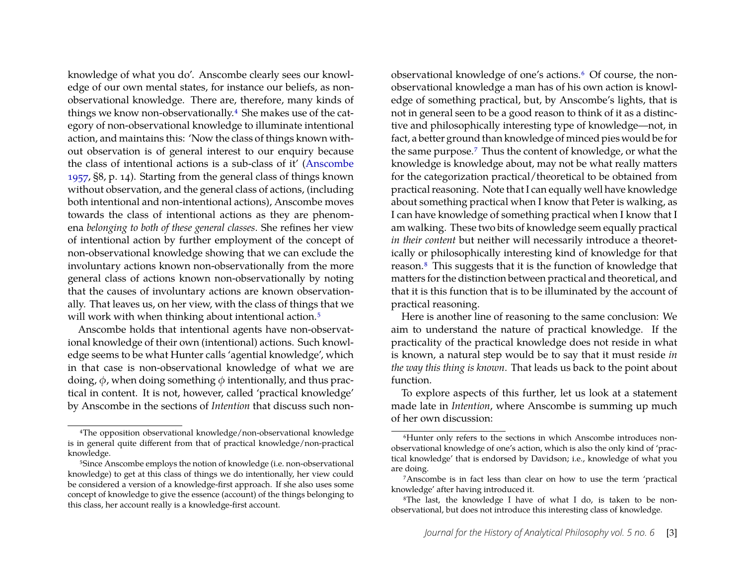knowledge of what you do'. Anscombe clearly sees our knowledge of our own mental states, for instance our beliefs, as non-observational knowledge. There are, therefore, many kinds of things we know non-observationally.[4] She makes use of the category of non-observational knowledge to illuminate intentional action, and maintains this: 'Now the class of things known without observation is of general interest to our enquiry because the class of intentional actions is a sub-class of it' (Anscombe 1957, §8, p. 14). Starting from the general class of things known without observation, and the general class of actions, (including both intentional and non-intentional actions), Anscombe moves towards the class of intentional actions as they are phenomena *belonging to both of these general classes*. She refines her view of intentional action by further employment of the concept of non-observational knowledge showing that we can exclude the involuntary actions known non-observationally from the more general class of actions known non-observationally by noting that the causes of involuntary actions are known observationally. That leaves us, on her view, with the class of things that we will work with when thinking about intentional action.[5]

Anscombe holds that intentional agents have non-observational knowledge of their own (intentional) actions. Such knowledge seems to be what Hunter calls 'agential knowledge', which in that case is non-observational knowledge of what we are doing, $\phi$, when doing something $\phi$ intentionally, and thus practical in content. It is not, however, called 'practical knowledge' by Anscombe in the sections of *Intention* that discuss such non-observational knowledge of one's actions.[6] Of course, the non-observational knowledge a man has of his own action is knowledge of something practical, but, by Anscombe's lights, that is not in general seen to be a good reason to think of it as a distinctive and philosophically interesting type of knowledge—not, in fact, a better ground than knowledge of minced pies would be for the same purpose.[7] Thus the content of knowledge, or what the knowledge is knowledge about, may not be what really matters for the categorization practical/theoretical to be obtained from practical reasoning. Note that I can equally well have knowledge about something practical when I know that Peter is walking, as I can have knowledge of something practical when I know that I am walking. These two bits of knowledge seem equally practical *in their content* but neither will necessarily introduce a theoretically or philosophically interesting kind of knowledge for that reason.[8] This suggests that it is the function of knowledge that matters for the distinction between practical and theoretical, and that it is this function that is to be illuminated by the account of practical reasoning.

Here is another line of reasoning to the same conclusion: We aim to understand the nature of practical knowledge. If the practicality of the practical knowledge does not reside in what is known, a natural step would be to say that it must reside *in the way this thing is known*. That leads us back to the point about function.

To explore aspects of this further, let us look at a statement made late in *Intention*, where Anscombe is summing up much of her own discussion:

---

[4] The opposition observational knowledge/non-observational knowledge is in general quite different from that of practical knowledge/non-practical knowledge.

[5] Since Anscombe employs the notion of knowledge (i.e. non-observational knowledge) to get at this class of things we do intentionally, her view could be considered a version of a knowledge-first approach. If she also uses some concept of knowledge to give the essence (account) of the things belonging to this class, her account really is a knowledge-first account.

[6] Hunter only refers to the sections in which Anscombe introduces non-observational knowledge of one's action, which is also the only kind of 'practical knowledge' that is endorsed by Davidson; i.e., knowledge of what you are doing.

[7] Anscombe is in fact less than clear on how to use the term 'practical knowledge' after having introduced it.

[8] The last, the knowledge I have of what I do, is taken to be non-observational, but does not introduce this interesting class of knowledge.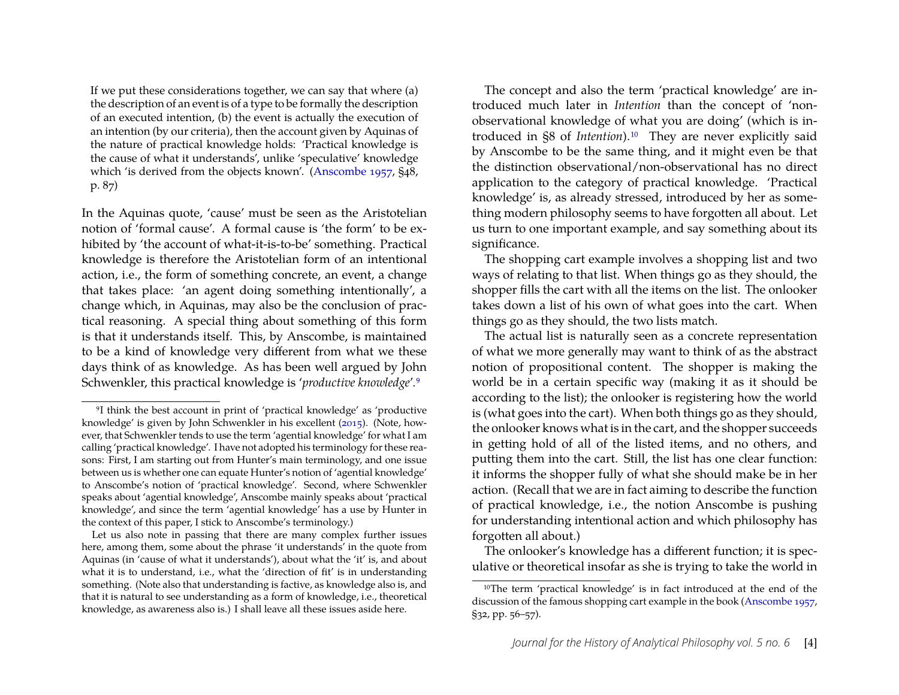> If we put these considerations together, we can say that where (a) the description of an event is of a type to be formally the description of an executed intention, (b) the event is actually the execution of an intention (by our criteria), then the account given by Aquinas of the nature of practical knowledge holds: 'Practical knowledge is the cause of what it understands', unlike 'speculative' knowledge which 'is derived from the objects known'. (Anscombe 1957, §48, p. 87)

In the Aquinas quote, 'cause' must be seen as the Aristotelian notion of 'formal cause'. A formal cause is 'the form' to be exhibited by 'the account of what-it-is-to-be' something. Practical knowledge is therefore the Aristotelian form of an intentional action, i.e., the form of something concrete, an event, a change that takes place: 'an agent doing something intentionally', a change which, in Aquinas, may also be the conclusion of practical reasoning. A special thing about something of this form is that it understands itself. This, by Anscombe, is maintained to be a kind of knowledge very different from what we these days think of as knowledge. As has been well argued by John Schwenkler, this practical knowledge is '*productive knowledge*'.[9]

The concept and also the term 'practical knowledge' are introduced much later in *Intention* than the concept of 'non-observational knowledge of what you are doing' (which is introduced in §8 of *Intention*).[10] They are never explicitly said by Anscombe to be the same thing, and it might even be that the distinction observational/non-observational has no direct application to the category of practical knowledge. 'Practical knowledge' is, as already stressed, introduced by her as something modern philosophy seems to have forgotten all about. Let us turn to one important example, and say something about its significance.

The shopping cart example involves a shopping list and two ways of relating to that list. When things go as they should, the shopper fills the cart with all the items on the list. The onlooker takes down a list of his own of what goes into the cart. When things go as they should, the two lists match.

The actual list is naturally seen as a concrete representation of what we more generally may want to think of as the abstract notion of propositional content. The shopper is making the world be in a certain specific way (making it as it should be according to the list); the onlooker is registering how the world is (what goes into the cart). When both things go as they should, the onlooker knows what is in the cart, and the shopper succeeds in getting hold of all of the listed items, and no others, and putting them into the cart. Still, the list has one clear function: it informs the shopper fully of what she should make be in her action. (Recall that we are in fact aiming to describe the function of practical knowledge, i.e., the notion Anscombe is pushing for understanding intentional action and which philosophy has forgotten all about.)

The onlooker's knowledge has a different function; it is speculative or theoretical insofar as she is trying to take the world in

---

[9] I think the best account in print of 'practical knowledge' as 'productive knowledge' is given by John Schwenkler in his excellent (2015). (Note, however, that Schwenkler tends to use the term 'agential knowledge' for what I am calling 'practical knowledge'. I have not adopted his terminology for these reasons: First, I am starting out from Hunter's main terminology, and one issue between us is whether one can equate Hunter's notion of 'agential knowledge' to Anscombe's notion of 'practical knowledge'. Second, where Schwenkler speaks about 'agential knowledge', Anscombe mainly speaks about 'practical knowledge', and since the term 'agential knowledge' has a use by Hunter in the context of this paper, I stick to Anscombe's terminology.)

Let us also note in passing that there are many complex further issues here, among them, some about the phrase 'it understands' in the quote from Aquinas (in 'cause of what it understands'), about what the 'it' is, and about what it is to understand, i.e., what the 'direction of fit' is in understanding something. (Note also that understanding is factive, as knowledge also is, and that it is natural to see understanding as a form of knowledge, i.e., theoretical knowledge, as awareness also is.) I shall leave all these issues aside here.

[10] The term 'practical knowledge' is in fact introduced at the end of the discussion of the famous shopping cart example in the book (Anscombe 1957, §32, pp. 56–57).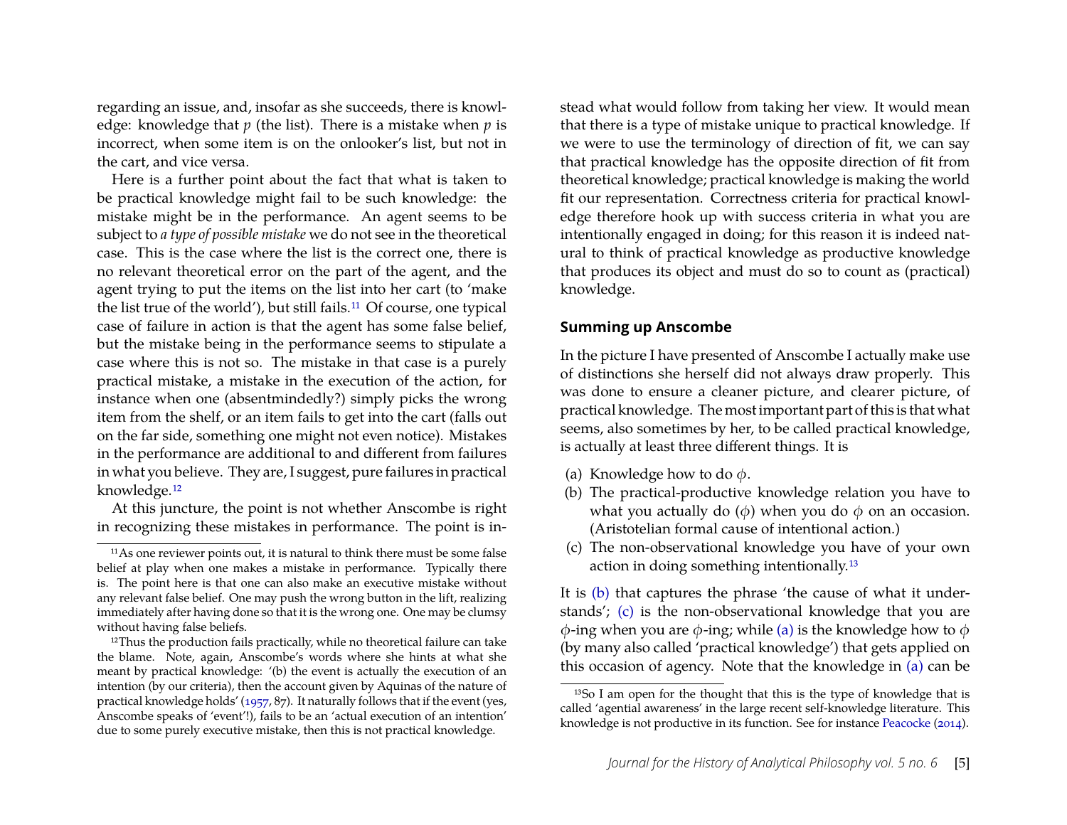regarding an issue, and, insofar as she succeeds, there is knowledge: knowledge that *p* (the list). There is a mistake when *p* is incorrect, when some item is on the onlooker's list, but not in the cart, and vice versa.

Here is a further point about the fact that what is taken to be practical knowledge might fail to be such knowledge: the mistake might be in the performance. An agent seems to be subject to *a type of possible mistake* we do not see in the theoretical case. This is the case where the list is the correct one, there is no relevant theoretical error on the part of the agent, and the agent trying to put the items on the list into her cart (to 'make the list true of the world'), but still fails.[11] Of course, one typical case of failure in action is that the agent has some false belief, but the mistake being in the performance seems to stipulate a case where this is not so. The mistake in that case is a purely practical mistake, a mistake in the execution of the action, for instance when one (absentmindedly?) simply picks the wrong item from the shelf, or an item fails to get into the cart (falls out on the far side, something one might not even notice). Mistakes in the performance are additional to and different from failures in what you believe. They are, I suggest, pure failures in practical knowledge.[12]

At this juncture, the point is not whether Anscombe is right in recognizing these mistakes in performance. The point is instead what would follow from taking her view. It would mean that there is a type of mistake unique to practical knowledge. If we were to use the terminology of direction of fit, we can say that practical knowledge has the opposite direction of fit from theoretical knowledge; practical knowledge is making the world fit our representation. Correctness criteria for practical knowledge therefore hook up with success criteria in what you are intentionally engaged in doing; for this reason it is indeed natural to think of practical knowledge as productive knowledge that produces its object and must do so to count as (practical) knowledge.

## Summing up Anscombe

In the picture I have presented of Anscombe I actually make use of distinctions she herself did not always draw properly. This was done to ensure a cleaner picture, and clearer picture, of practical knowledge. The most important part of this is that what seems, also sometimes by her, to be called practical knowledge, is actually at least three different things. It is

(a) Knowledge how to do $\phi$.
(b) The practical-productive knowledge relation you have to what you actually do ($\phi$) when you do $\phi$ on an occasion. (Aristotelian formal cause of intentional action.)
(c) The non-observational knowledge you have of your own action in doing something intentionally.[13]

It is (b) that captures the phrase 'the cause of what it understands'; (c) is the non-observational knowledge that you are $\phi$-ing when you are $\phi$-ing; while (a) is the knowledge how to $\phi$ (by many also called 'practical knowledge') that gets applied on this occasion of agency. Note that the knowledge in (a) can be

---

[11] As one reviewer points out, it is natural to think there must be some false belief at play when one makes a mistake in performance. Typically there is. The point here is that one can also make an executive mistake without any relevant false belief. One may push the wrong button in the lift, realizing immediately after having done so that it is the wrong one. One may be clumsy without having false beliefs.

[12] Thus the production fails practically, while no theoretical failure can take the blame. Note, again, Anscombe's words where she hints at what she meant by practical knowledge: '(b) the event is actually the execution of an intention (by our criteria), then the account given by Aquinas of the nature of practical knowledge holds' (1957, 87). It naturally follows that if the event (yes, Anscombe speaks of 'event'!), fails to be an 'actual execution of an intention' due to some purely executive mistake, then this is not practical knowledge.

[13] So I am open for the thought that this is the type of knowledge that is called 'agential awareness' in the large recent self-knowledge literature. This knowledge is not productive in its function. See for instance Peacocke (2014).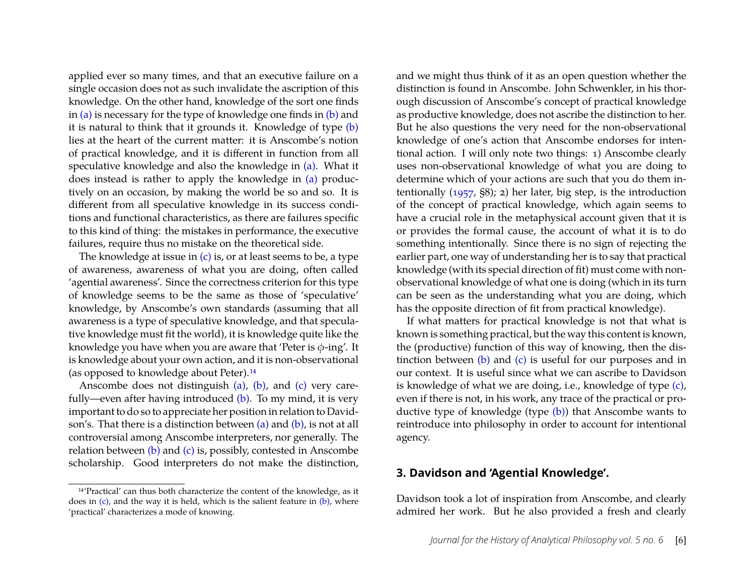applied ever so many times, and that an executive failure on a single occasion does not as such invalidate the ascription of this knowledge. On the other hand, knowledge of the sort one finds in (a) is necessary for the type of knowledge one finds in (b) and it is natural to think that it grounds it. Knowledge of type (b) lies at the heart of the current matter: it is Anscombe's notion of practical knowledge, and it is different in function from all speculative knowledge and also the knowledge in (a). What it does instead is rather to apply the knowledge in (a) productively on an occasion, by making the world be so and so. It is different from all speculative knowledge in its success conditions and functional characteristics, as there are failures specific to this kind of thing: the mistakes in performance, the executive failures, require thus no mistake on the theoretical side.

The knowledge at issue in (c) is, or at least seems to be, a type of awareness, awareness of what you are doing, often called 'agential awareness'. Since the correctness criterion for this type of knowledge seems to be the same as those of 'speculative' knowledge, by Anscombe's own standards (assuming that all awareness is a type of speculative knowledge, and that speculative knowledge must fit the world), it is knowledge quite like the knowledge you have when you are aware that 'Peter is $\phi$-ing'. It is knowledge about your own action, and it is non-observational (as opposed to knowledge about Peter).[14]

Anscombe does not distinguish (a), (b), and (c) very carefully—even after having introduced (b). To my mind, it is very important to do so to appreciate her position in relation to Davidson's. That there is a distinction between (a) and (b), is not at all controversial among Anscombe interpreters, nor generally. The relation between (b) and (c) is, possibly, contested in Anscombe scholarship. Good interpreters do not make the distinction, and we might thus think of it as an open question whether the distinction is found in Anscombe. John Schwenkler, in his thorough discussion of Anscombe's concept of practical knowledge as productive knowledge, does not ascribe the distinction to her. But he also questions the very need for the non-observational knowledge of one's action that Anscombe endorses for intentional action. I will only note two things: 1) Anscombe clearly uses non-observational knowledge of what you are doing to determine which of your actions are such that you do them intentionally (1957, §8); 2) her later, big step, is the introduction of the concept of practical knowledge, which again seems to have a crucial role in the metaphysical account given that it is or provides the formal cause, the account of what it is to do something intentionally. Since there is no sign of rejecting the earlier part, one way of understanding her is to say that practical knowledge (with its special direction of fit) must come with non-observational knowledge of what one is doing (which in its turn can be seen as the understanding what you are doing, which has the opposite direction of fit from practical knowledge).

If what matters for practical knowledge is not that what is known is something practical, but the way this content is known, the (productive) function of this way of knowing, then the distinction between (b) and (c) is useful for our purposes and in our context. It is useful since what we can ascribe to Davidson is knowledge of what we are doing, i.e., knowledge of type (c), even if there is not, in his work, any trace of the practical or productive type of knowledge (type (b)) that Anscombe wants to reintroduce into philosophy in order to account for intentional agency.

## 3. Davidson and 'Agential Knowledge'.

Davidson took a lot of inspiration from Anscombe, and clearly admired her work. But he also provided a fresh and clearly

[14] 'Practical' can thus both characterize the content of the knowledge, as it does in (c), and the way it is held, which is the salient feature in (b), where 'practical' characterizes a mode of knowing.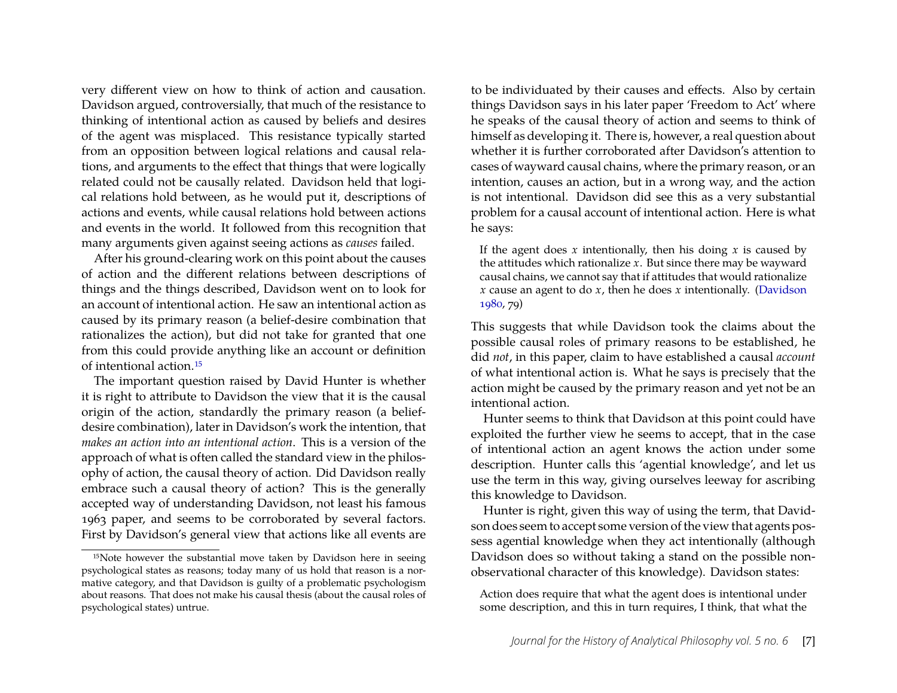very different view on how to think of action and causation. Davidson argued, controversially, that much of the resistance to thinking of intentional action as caused by beliefs and desires of the agent was misplaced. This resistance typically started from an opposition between logical relations and causal relations, and arguments to the effect that things that were logically related could not be causally related. Davidson held that logical relations hold between, as he would put it, descriptions of actions and events, while causal relations hold between actions and events in the world. It followed from this recognition that many arguments given against seeing actions as *causes* failed.

After his ground-clearing work on this point about the causes of action and the different relations between descriptions of things and the things described, Davidson went on to look for an account of intentional action. He saw an intentional action as caused by its primary reason (a belief-desire combination that rationalizes the action), but did not take for granted that one from this could provide anything like an account or definition of intentional action.[15]

The important question raised by David Hunter is whether it is right to attribute to Davidson the view that it is the causal origin of the action, standardly the primary reason (a belief-desire combination), later in Davidson's work the intention, that *makes an action into an intentional action*. This is a version of the approach of what is often called the standard view in the philosophy of action, the causal theory of action. Did Davidson really embrace such a causal theory of action? This is the generally accepted way of understanding Davidson, not least his famous 1963 paper, and seems to be corroborated by several factors. First by Davidson's general view that actions like all events are to be individuated by their causes and effects. Also by certain things Davidson says in his later paper 'Freedom to Act' where he speaks of the causal theory of action and seems to think of himself as developing it. There is, however, a real question about whether it is further corroborated after Davidson's attention to cases of wayward causal chains, where the primary reason, or an intention, causes an action, but in a wrong way, and the action is not intentional. Davidson did see this as a very substantial problem for a causal account of intentional action. Here is what he says:

> If the agent does $x$ intentionally, then his doing $x$ is caused by the attitudes which rationalize $x$. But since there may be wayward causal chains, we cannot say that if attitudes that would rationalize $x$ cause an agent to do $x$, then he does $x$ intentionally. (Davidson 1980, 79)

This suggests that while Davidson took the claims about the possible causal roles of primary reasons to be established, he did *not*, in this paper, claim to have established a causal *account* of what intentional action is. What he says is precisely that the action might be caused by the primary reason and yet not be an intentional action.

Hunter seems to think that Davidson at this point could have exploited the further view he seems to accept, that in the case of intentional action an agent knows the action under some description. Hunter calls this 'agential knowledge', and let us use the term in this way, giving ourselves leeway for ascribing this knowledge to Davidson.

Hunter is right, given this way of using the term, that Davidson does seem to accept some version of the view that agents possess agential knowledge when they act intentionally (although Davidson does so without taking a stand on the possible non-observational character of this knowledge). Davidson states:

> Action does require that what the agent does is intentional under some description, and this in turn requires, I think, that what the

[15] Note however the substantial move taken by Davidson here in seeing psychological states as reasons; today many of us hold that reason is a normative category, and that Davidson is guilty of a problematic psychologism about reasons. That does not make his causal thesis (about the causal roles of psychological states) untrue.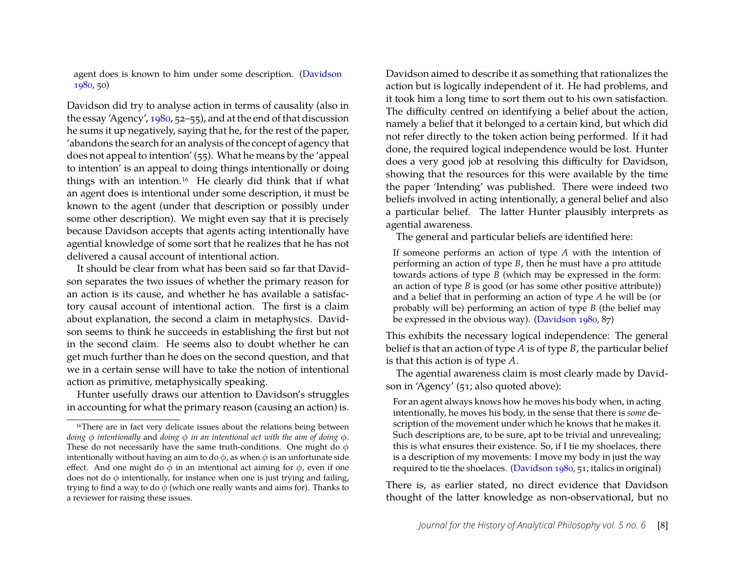agent does is known to him under some description. (Davidson 1980, 50)

Davidson did try to analyse action in terms of causality (also in the essay 'Agency', 1980, 52–55), and at the end of that discussion he sums it up negatively, saying that he, for the rest of the paper, 'abandons the search for an analysis of the concept of agency that does not appeal to intention' (55). What he means by the 'appeal to intention' is an appeal to doing things intentionally or doing things with an intention.[16] He clearly did think that if what an agent does is intentional under some description, it must be known to the agent (under that description or possibly under some other description). We might even say that it is precisely because Davidson accepts that agents acting intentionally have agential knowledge of some sort that he realizes that he has not delivered a causal account of intentional action.

It should be clear from what has been said so far that Davidson separates the two issues of whether the primary reason for an action is its cause, and whether he has available a satisfactory causal account of intentional action. The first is a claim about explanation, the second a claim in metaphysics. Davidson seems to think he succeeds in establishing the first but not in the second claim. He seems also to doubt whether he can get much further than he does on the second question, and that we in a certain sense will have to take the notion of intentional action as primitive, metaphysically speaking.

Hunter usefully draws our attention to Davidson's struggles in accounting for what the primary reason (causing an action) is. Davidson aimed to describe it as something that rationalizes the action but is logically independent of it. He had problems, and it took him a long time to sort them out to his own satisfaction. The difficulty centred on identifying a belief about the action, namely a belief that it belonged to a certain kind, but which did not refer directly to the token action being performed. If it had done, the required logical independence would be lost. Hunter does a very good job at resolving this difficulty for Davidson, showing that the resources for this were available by the time the paper 'Intending' was published. There were indeed two beliefs involved in acting intentionally, a general belief and also a particular belief. The latter Hunter plausibly interprets as agential awareness.

The general and particular beliefs are identified here:

> If someone performs an action of type $A$ with the intention of performing an action of type $B$, then he must have a pro attitude towards actions of type $B$ (which may be expressed in the form: an action of type $B$ is good (or has some other positive attribute)) and a belief that in performing an action of type $A$ he will be (or probably will be) performing an action of type $B$ (the belief may be expressed in the obvious way). (Davidson 1980, 87)

This exhibits the necessary logical independence: The general belief is that an action of type $A$ is of type $B$, the particular belief is that this action is of type $A$.

The agential awareness claim is most clearly made by Davidson in 'Agency' (51; also quoted above):

> For an agent always knows how he moves his body when, in acting intentionally, he moves his body, in the sense that there is *some* description of the movement under which he knows that he makes it. Such descriptions are, to be sure, apt to be trivial and unrevealing; this is what ensures their existence. So, if I tie my shoelaces, there is a description of my movements: I move my body in just the way required to tie the shoelaces. (Davidson 1980, 51; italics in original)

There is, as earlier stated, no direct evidence that Davidson thought of the latter knowledge as non-observational, but no

---

[16] There are in fact very delicate issues about the relations being between *doing $\phi$ intentionally* and *doing $\phi$ in an intentional act with the aim of doing $\phi$*. These do not necessarily have the same truth-conditions. One might do $\phi$ intentionally without having an aim to do $\phi$, as when $\phi$ is an unfortunate side effect. And one might do $\phi$ in an intentional act aiming for $\phi$, even if one does not do $\phi$ intentionally, for instance when one is just trying and failing, trying to find a way to do $\phi$ (which one really wants and aims for). Thanks to a reviewer for raising these issues.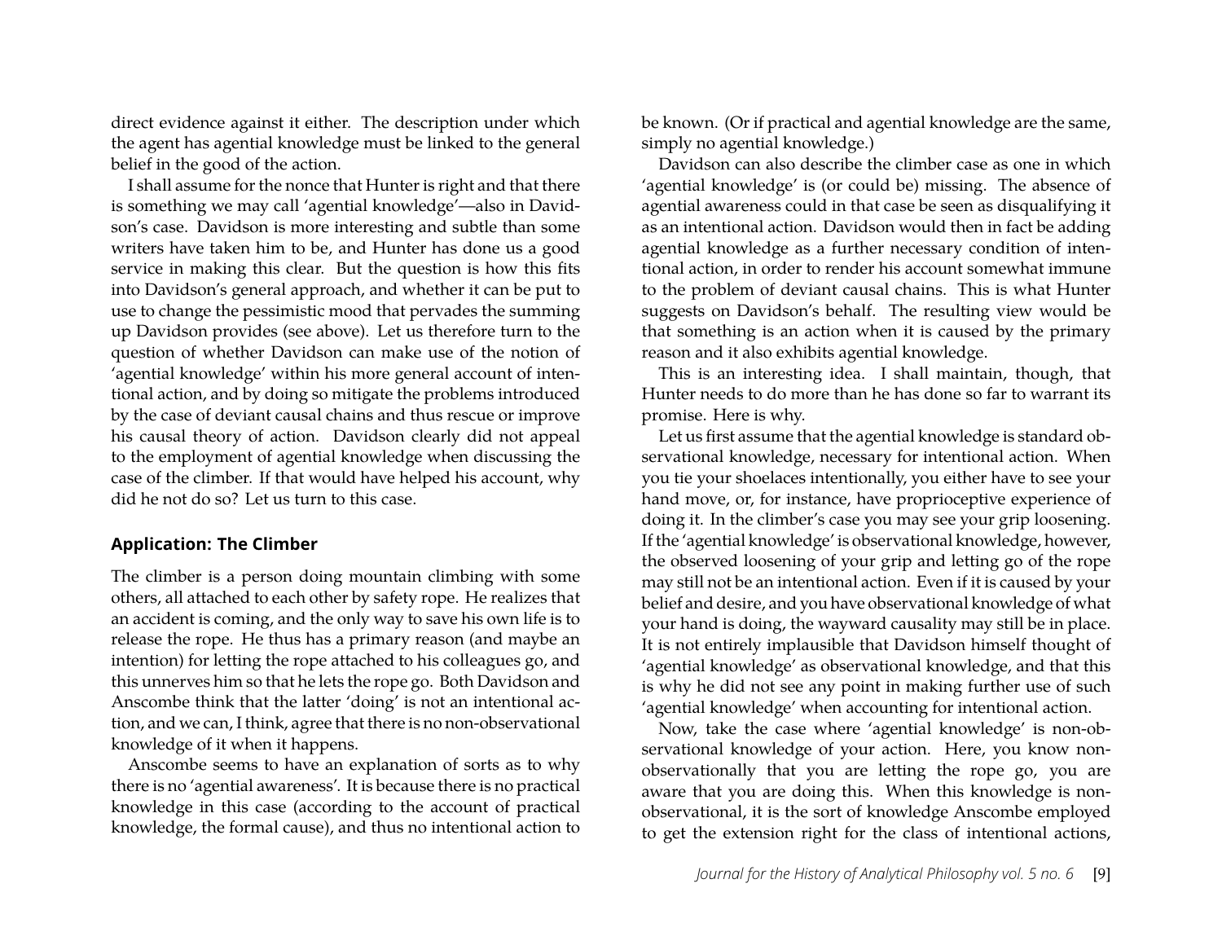direct evidence against it either. The description under which the agent has agential knowledge must be linked to the general belief in the good of the action.

I shall assume for the nonce that Hunter is right and that there is something we may call 'agential knowledge'—also in Davidson's case. Davidson is more interesting and subtle than some writers have taken him to be, and Hunter has done us a good service in making this clear. But the question is how this fits into Davidson's general approach, and whether it can be put to use to change the pessimistic mood that pervades the summing up Davidson provides (see above). Let us therefore turn to the question of whether Davidson can make use of the notion of 'agential knowledge' within his more general account of intentional action, and by doing so mitigate the problems introduced by the case of deviant causal chains and thus rescue or improve his causal theory of action. Davidson clearly did not appeal to the employment of agential knowledge when discussing the case of the climber. If that would have helped his account, why did he not do so? Let us turn to this case.

### Application: The Climber

The climber is a person doing mountain climbing with some others, all attached to each other by safety rope. He realizes that an accident is coming, and the only way to save his own life is to release the rope. He thus has a primary reason (and maybe an intention) for letting the rope attached to his colleagues go, and this unnerves him so that he lets the rope go. Both Davidson and Anscombe think that the latter 'doing' is not an intentional action, and we can, I think, agree that there is no non-observational knowledge of it when it happens.

Anscombe seems to have an explanation of sorts as to why there is no 'agential awareness'. It is because there is no practical knowledge in this case (according to the account of practical knowledge, the formal cause), and thus no intentional action to be known. (Or if practical and agential knowledge are the same, simply no agential knowledge.)

Davidson can also describe the climber case as one in which 'agential knowledge' is (or could be) missing. The absence of agential awareness could in that case be seen as disqualifying it as an intentional action. Davidson would then in fact be adding agential knowledge as a further necessary condition of intentional action, in order to render his account somewhat immune to the problem of deviant causal chains. This is what Hunter suggests on Davidson's behalf. The resulting view would be that something is an action when it is caused by the primary reason and it also exhibits agential knowledge.

This is an interesting idea. I shall maintain, though, that Hunter needs to do more than he has done so far to warrant its promise. Here is why.

Let us first assume that the agential knowledge is standard observational knowledge, necessary for intentional action. When you tie your shoelaces intentionally, you either have to see your hand move, or, for instance, have proprioceptive experience of doing it. In the climber's case you may see your grip loosening. If the 'agential knowledge' is observational knowledge, however, the observed loosening of your grip and letting go of the rope may still not be an intentional action. Even if it is caused by your belief and desire, and you have observational knowledge of what your hand is doing, the wayward causality may still be in place. It is not entirely implausible that Davidson himself thought of 'agential knowledge' as observational knowledge, and that this is why he did not see any point in making further use of such 'agential knowledge' when accounting for intentional action.

Now, take the case where 'agential knowledge' is non-observational knowledge of your action. Here, you know non-observationally that you are letting the rope go, you are aware that you are doing this. When this knowledge is non-observational, it is the sort of knowledge Anscombe employed to get the extension right for the class of intentional actions,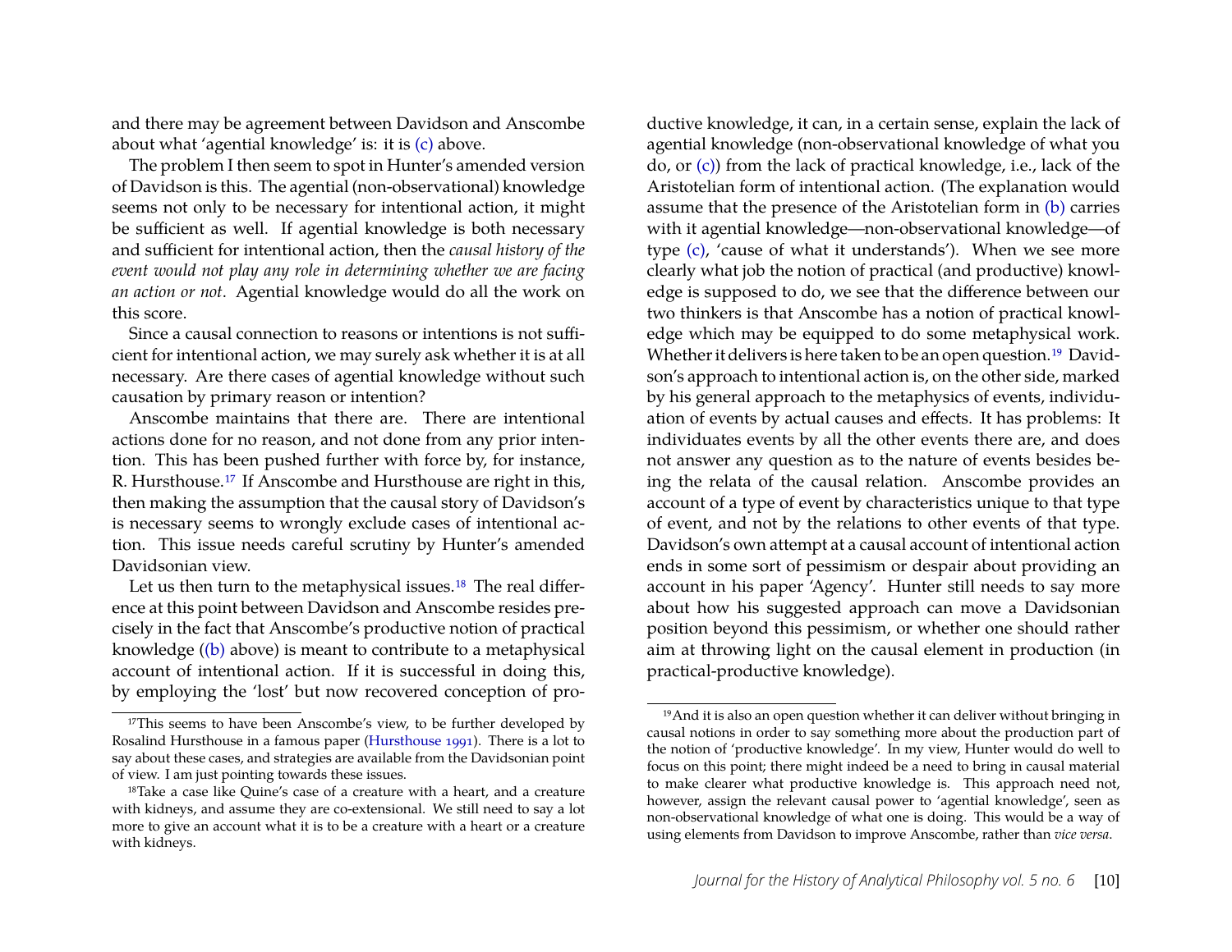and there may be agreement between Davidson and Anscombe about what 'agential knowledge' is: it is (c) above.

The problem I then seem to spot in Hunter's amended version of Davidson is this. The agential (non-observational) knowledge seems not only to be necessary for intentional action, it might be sufficient as well. If agential knowledge is both necessary and sufficient for intentional action, then the *causal history of the event would not play any role in determining whether we are facing an action or not*. Agential knowledge would do all the work on this score.

Since a causal connection to reasons or intentions is not sufficient for intentional action, we may surely ask whether it is at all necessary. Are there cases of agential knowledge without such causation by primary reason or intention?

Anscombe maintains that there are. There are intentional actions done for no reason, and not done from any prior intention. This has been pushed further with force by, for instance, R. Hursthouse.[17] If Anscombe and Hursthouse are right in this, then making the assumption that the causal story of Davidson's is necessary seems to wrongly exclude cases of intentional action. This issue needs careful scrutiny by Hunter's amended Davidsonian view.

Let us then turn to the metaphysical issues.[18] The real difference at this point between Davidson and Anscombe resides precisely in the fact that Anscombe's productive notion of practical knowledge ((b) above) is meant to contribute to a metaphysical account of intentional action. If it is successful in doing this, by employing the 'lost' but now recovered conception of productive knowledge, it can, in a certain sense, explain the lack of agential knowledge (non-observational knowledge of what you do, or (c)) from the lack of practical knowledge, i.e., lack of the Aristotelian form of intentional action. (The explanation would assume that the presence of the Aristotelian form in (b) carries with it agential knowledge—non-observational knowledge—of type (c), 'cause of what it understands'). When we see more clearly what job the notion of practical (and productive) knowledge is supposed to do, we see that the difference between our two thinkers is that Anscombe has a notion of practical knowledge which may be equipped to do some metaphysical work. Whether it delivers is here taken to be an open question.[19] Davidson's approach to intentional action is, on the other side, marked by his general approach to the metaphysics of events, individuation of events by actual causes and effects. It has problems: It individuates events by all the other events there are, and does not answer any question as to the nature of events besides being the relata of the causal relation. Anscombe provides an account of a type of event by characteristics unique to that type of event, and not by the relations to other events of that type. Davidson's own attempt at a causal account of intentional action ends in some sort of pessimism or despair about providing an account in his paper 'Agency'. Hunter still needs to say more about how his suggested approach can move a Davidsonian position beyond this pessimism, or whether one should rather aim at throwing light on the causal element in production (in practical-productive knowledge).

[17] This seems to have been Anscombe's view, to be further developed by Rosalind Hursthouse in a famous paper (Hursthouse 1991). There is a lot to say about these cases, and strategies are available from the Davidsonian point of view. I am just pointing towards these issues.

[18] Take a case like Quine's case of a creature with a heart, and a creature with kidneys, and assume they are co-extensional. We still need to say a lot more to give an account what it is to be a creature with a heart or a creature with kidneys.

[19] And it is also an open question whether it can deliver without bringing in causal notions in order to say something more about the production part of the notion of 'productive knowledge'. In my view, Hunter would do well to focus on this point; there might indeed be a need to bring in causal material to make clearer what productive knowledge is. This approach need not, however, assign the relevant causal power to 'agential knowledge', seen as non-observational knowledge of what one is doing. This would be a way of using elements from Davidson to improve Anscombe, rather than *vice versa*.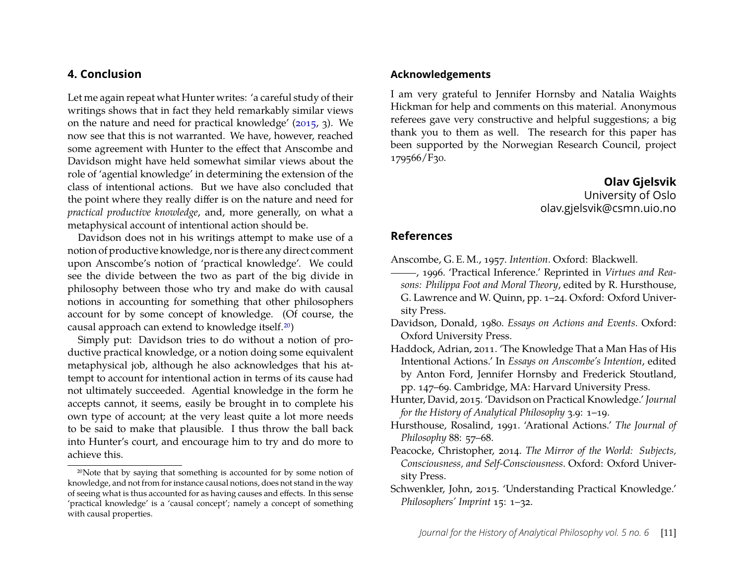## 4. Conclusion

Let me again repeat what Hunter writes: 'a careful study of their writings shows that in fact they held remarkably similar views on the nature and need for practical knowledge' (2015, 3). We now see that this is not warranted. We have, however, reached some agreement with Hunter to the effect that Anscombe and Davidson might have held somewhat similar views about the role of 'agential knowledge' in determining the extension of the class of intentional actions. But we have also concluded that the point where they really differ is on the nature and need for *practical productive knowledge*, and, more generally, on what a metaphysical account of intentional action should be.

Davidson does not in his writings attempt to make use of a notion of productive knowledge, nor is there any direct comment upon Anscombe's notion of 'practical knowledge'. We could see the divide between the two as part of the big divide in philosophy between those who try and make do with causal notions in accounting for something that other philosophers account for by some concept of knowledge. (Of course, the causal approach can extend to knowledge itself.[20])

Simply put: Davidson tries to do without a notion of productive practical knowledge, or a notion doing some equivalent metaphysical job, although he also acknowledges that his attempt to account for intentional action in terms of its cause had not ultimately succeeded. Agential knowledge in the form he accepts cannot, it seems, easily be brought in to complete his own type of account; at the very least quite a lot more needs to be said to make that plausible. I thus throw the ball back into Hunter's court, and encourage him to try and do more to achieve this.

[20]Note that by saying that something is accounted for by some notion of knowledge, and not from for instance causal notions, does not stand in the way of seeing what is thus accounted for as having causes and effects. In this sense 'practical knowledge' is a 'causal concept'; namely a concept of something with causal properties.

### Acknowledgements

I am very grateful to Jennifer Hornsby and Natalia Waights Hickman for help and comments on this material. Anonymous referees gave very constructive and helpful suggestions; a big thank you to them as well. The research for this paper has been supported by the Norwegian Research Council, project 179566/F30.

**Olav Gjelsvik**
University of Oslo
olav.gjelsvik@csmn.uio.no

## References

Anscombe, G. E. M., 1957. *Intention*. Oxford: Blackwell.

———, 1996. 'Practical Inference.' Reprinted in *Virtues and Reasons: Philippa Foot and Moral Theory*, edited by R. Hursthouse, G. Lawrence and W. Quinn, pp. 1–24. Oxford: Oxford University Press.

Davidson, Donald, 1980. *Essays on Actions and Events*. Oxford: Oxford University Press.

Haddock, Adrian, 2011. 'The Knowledge That a Man Has of His Intentional Actions.' In *Essays on Anscombe's Intention*, edited by Anton Ford, Jennifer Hornsby and Frederick Stoutland, pp. 147–69. Cambridge, MA: Harvard University Press.

Hunter, David, 2015. 'Davidson on Practical Knowledge.' *Journal for the History of Analytical Philosophy* 3.9: 1–19.

Hursthouse, Rosalind, 1991. 'Arational Actions.' *The Journal of Philosophy* 88: 57–68.

Peacocke, Christopher, 2014. *The Mirror of the World: Subjects, Consciousness, and Self-Consciousness*. Oxford: Oxford University Press.

Schwenkler, John, 2015. 'Understanding Practical Knowledge.' *Philosophers' Imprint* 15: 1–32.